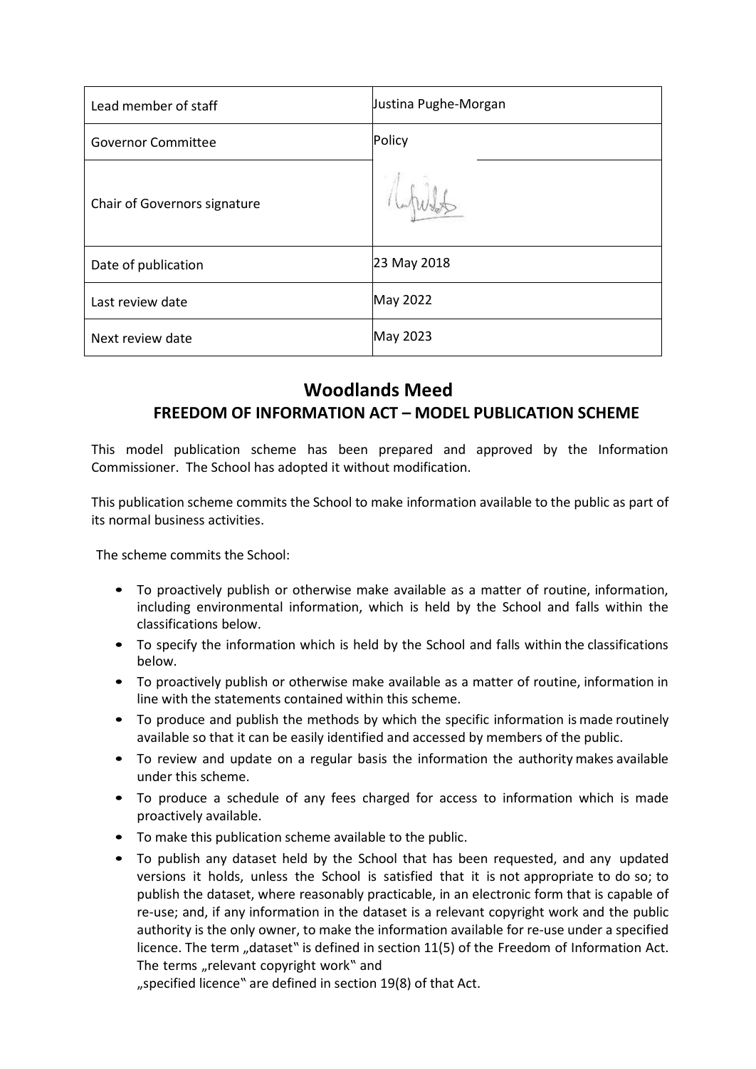| Lead member of staff | Justina Pughe-Morgan |
|---|---|
| Governor Committee | Policy |
| Chair of Governors signature | |
| Date of publication | 23 May 2018 |
| Last review date | May 2022 |
| Next review date | May 2023 |

# Woodlands Meed

## FREEDOM OF INFORMATION ACT – MODEL PUBLICATION SCHEME

This model publication scheme has been prepared and approved by the Information Commissioner. The School has adopted it without modification.

This publication scheme commits the School to make information available to the public as part of its normal business activities.

The scheme commits the School:

- To proactively publish or otherwise make available as a matter of routine, information, including environmental information, which is held by the School and falls within the classifications below.
- To specify the information which is held by the School and falls within the classifications below.
- To proactively publish or otherwise make available as a matter of routine, information in line with the statements contained within this scheme.
- To produce and publish the methods by which the specific information is made routinely available so that it can be easily identified and accessed by members of the public.
- To review and update on a regular basis the information the authority makes available under this scheme.
- To produce a schedule of any fees charged for access to information which is made proactively available.
- To make this publication scheme available to the public.
- To publish any dataset held by the School that has been requested, and any updated versions it holds, unless the School is satisfied that it is not appropriate to do so; to publish the dataset, where reasonably practicable, in an electronic form that is capable of re-use; and, if any information in the dataset is a relevant copyright work and the public authority is the only owner, to make the information available for re-use under a specified licence. The term „dataset" is defined in section 11(5) of the Freedom of Information Act. The terms „relevant copyright work" and „specified licence" are defined in section 19(8) of that Act.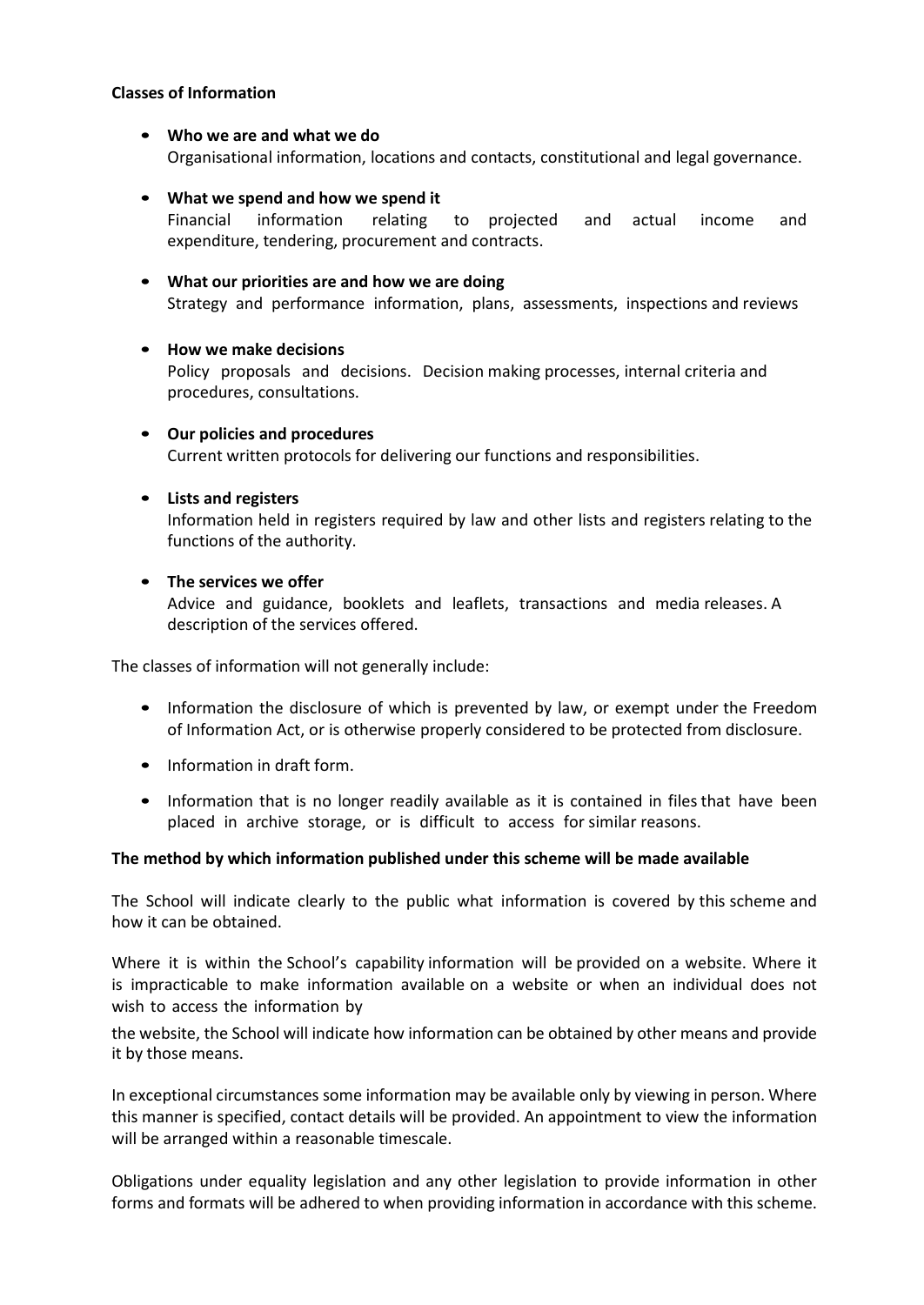**Classes of Information**

- **Who we are and what we do**
  Organisational information, locations and contacts, constitutional and legal governance.

- **What we spend and how we spend it**
  Financial information relating to projected and actual income and expenditure, tendering, procurement and contracts.

- **What our priorities are and how we are doing**
  Strategy and performance information, plans, assessments, inspections and reviews

- **How we make decisions**
  Policy proposals and decisions. Decision making processes, internal criteria and procedures, consultations.

- **Our policies and procedures**
  Current written protocols for delivering our functions and responsibilities.

- **Lists and registers**
  Information held in registers required by law and other lists and registers relating to the functions of the authority.

- **The services we offer**
  Advice and guidance, booklets and leaflets, transactions and media releases. A description of the services offered.

The classes of information will not generally include:

- Information the disclosure of which is prevented by law, or exempt under the Freedom of Information Act, or is otherwise properly considered to be protected from disclosure.

- Information in draft form.

- Information that is no longer readily available as it is contained in files that have been placed in archive storage, or is difficult to access for similar reasons.

**The method by which information published under this scheme will be made available**

The School will indicate clearly to the public what information is covered by this scheme and how it can be obtained.

Where it is within the School's capability information will be provided on a website. Where it is impracticable to make information available on a website or when an individual does not wish to access the information by the website, the School will indicate how information can be obtained by other means and provide it by those means.

In exceptional circumstances some information may be available only by viewing in person. Where this manner is specified, contact details will be provided. An appointment to view the information will be arranged within a reasonable timescale.

Obligations under equality legislation and any other legislation to provide information in other forms and formats will be adhered to when providing information in accordance with this scheme.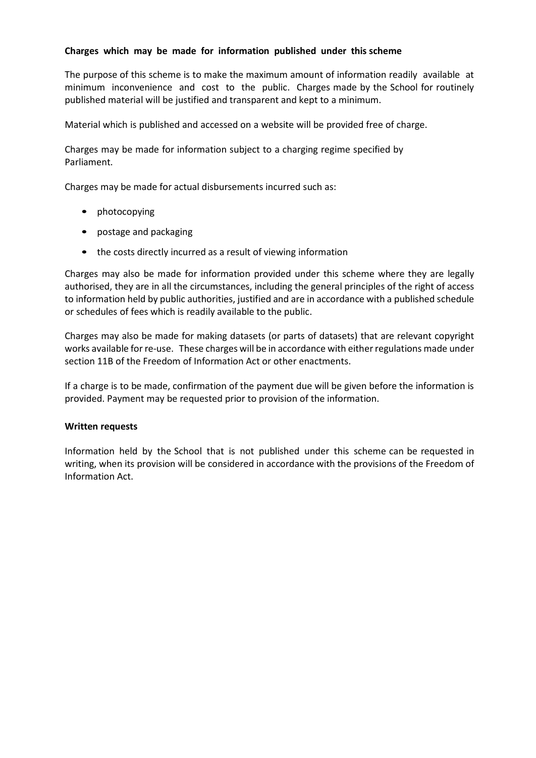**Charges which may be made for information published under this scheme**

The purpose of this scheme is to make the maximum amount of information readily available at minimum inconvenience and cost to the public. Charges made by the School for routinely published material will be justified and transparent and kept to a minimum.

Material which is published and accessed on a website will be provided free of charge.

Charges may be made for information subject to a charging regime specified by Parliament.

Charges may be made for actual disbursements incurred such as:

- photocopying
- postage and packaging
- the costs directly incurred as a result of viewing information

Charges may also be made for information provided under this scheme where they are legally authorised, they are in all the circumstances, including the general principles of the right of access to information held by public authorities, justified and are in accordance with a published schedule or schedules of fees which is readily available to the public.

Charges may also be made for making datasets (or parts of datasets) that are relevant copyright works available for re-use. These charges will be in accordance with either regulations made under section 11B of the Freedom of Information Act or other enactments.

If a charge is to be made, confirmation of the payment due will be given before the information is provided. Payment may be requested prior to provision of the information.

**Written requests**

Information held by the School that is not published under this scheme can be requested in writing, when its provision will be considered in accordance with the provisions of the Freedom of Information Act.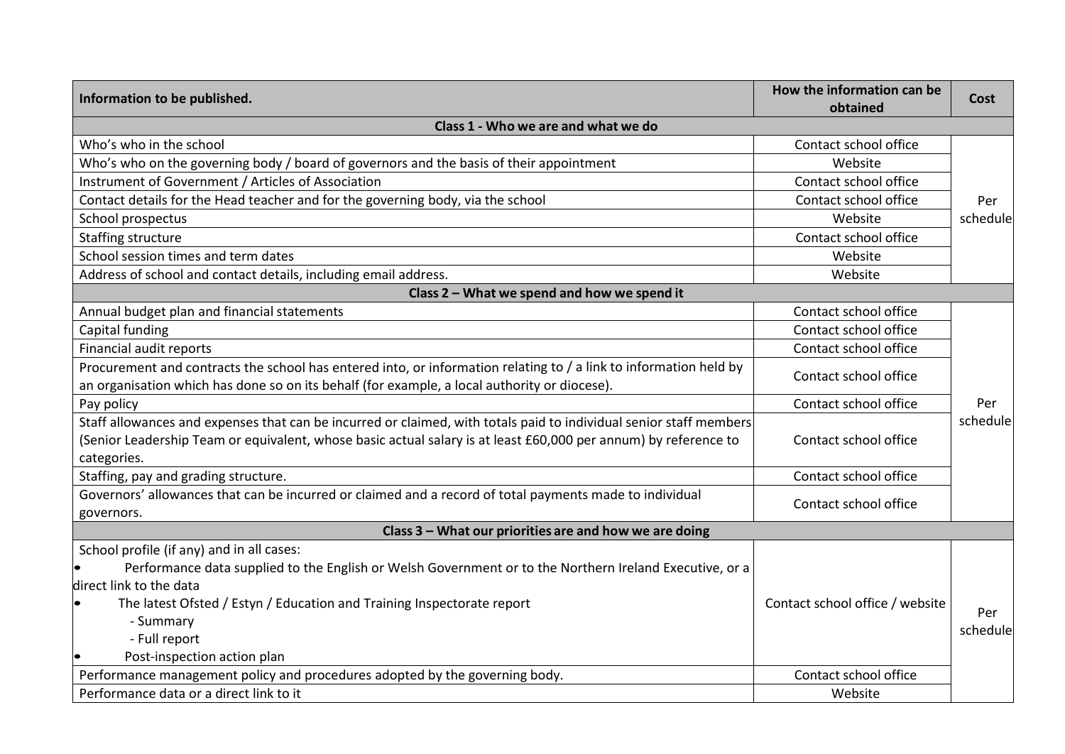| Information to be published. | How the information can be obtained | Cost |
|---|---|---|
| **Class 1 - Who we are and what we do** | | |
| Who's who in the school | Contact school office | Per schedule |
| Who's who on the governing body / board of governors and the basis of their appointment | Website | |
| Instrument of Government / Articles of Association | Contact school office | |
| Contact details for the Head teacher and for the governing body, via the school | Contact school office | |
| School prospectus | Website | |
| Staffing structure | Contact school office | |
| School session times and term dates | Website | |
| Address of school and contact details, including email address. | Website | |
| **Class 2 – What we spend and how we spend it** | | |
| Annual budget plan and financial statements | Contact school office | Per schedule |
| Capital funding | Contact school office | |
| Financial audit reports | Contact school office | |
| Procurement and contracts the school has entered into, or information relating to / a link to information held by an organisation which has done so on its behalf (for example, a local authority or diocese). | Contact school office | |
| Pay policy | Contact school office | |
| Staff allowances and expenses that can be incurred or claimed, with totals paid to individual senior staff members (Senior Leadership Team or equivalent, whose basic actual salary is at least £60,000 per annum) by reference to categories. | Contact school office | |
| Staffing, pay and grading structure. | Contact school office | |
| Governors' allowances that can be incurred or claimed and a record of total payments made to individual governors. | Contact school office | |
| **Class 3 – What our priorities are and how we are doing** | | |
| School profile (if any) and in all cases:<br>• Performance data supplied to the English or Welsh Government or to the Northern Ireland Executive, or a direct link to the data<br>• The latest Ofsted / Estyn / Education and Training Inspectorate report<br>- Summary<br>- Full report<br>• Post-inspection action plan | Contact school office / website | Per schedule |
| Performance management policy and procedures adopted by the governing body. | Contact school office | |
| Performance data or a direct link to it | Website | |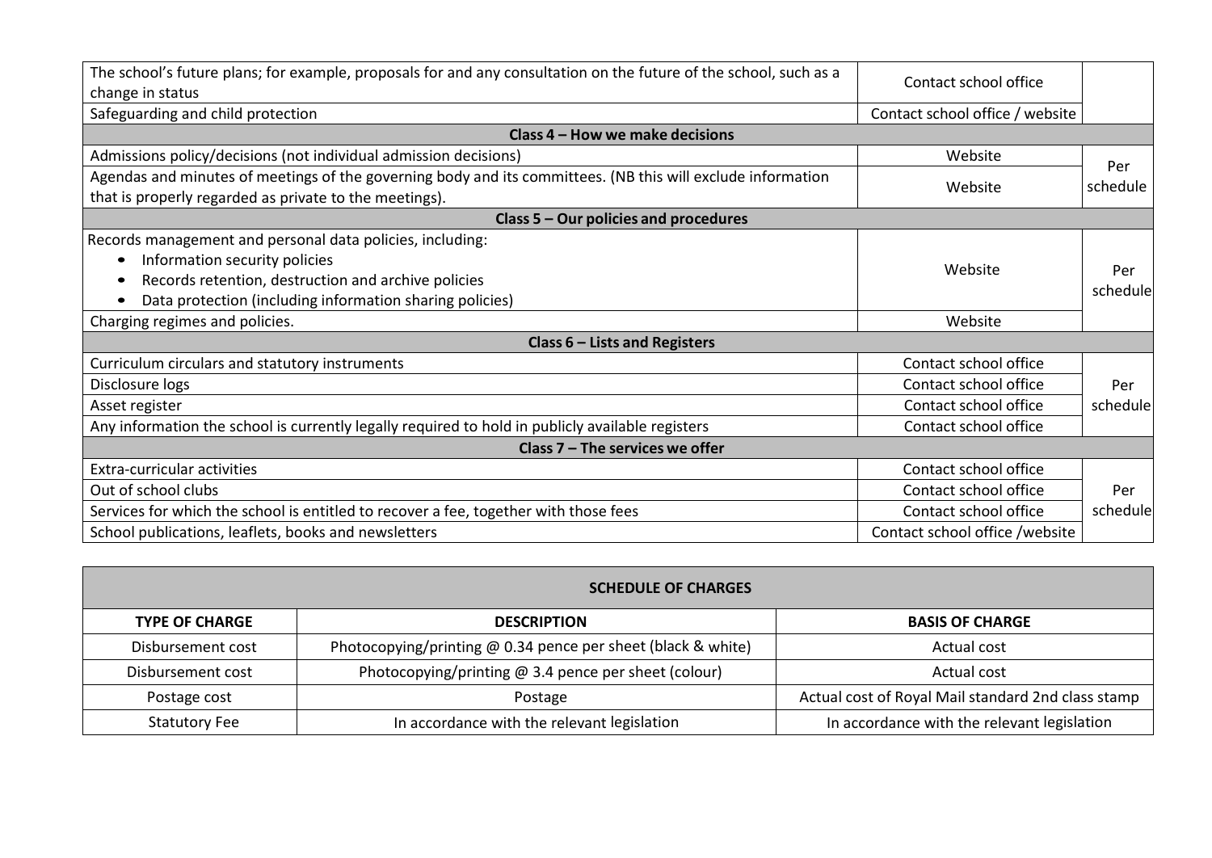| | | |
|---|---|---|
| The school's future plans; for example, proposals for and any consultation on the future of the school, such as a change in status | Contact school office | |
| Safeguarding and child protection | Contact school office / website | |
| **Class 4 – How we make decisions** | | |
| Admissions policy/decisions (not individual admission decisions) | Website | Per schedule |
| Agendas and minutes of meetings of the governing body and its committees. (NB this will exclude information that is properly regarded as private to the meetings). | Website | |
| **Class 5 – Our policies and procedures** | | |
| Records management and personal data policies, including:<br>• Information security policies<br>• Records retention, destruction and archive policies<br>• Data protection (including information sharing policies) | Website | Per schedule |
| Charging regimes and policies. | Website | |
| **Class 6 – Lists and Registers** | | |
| Curriculum circulars and statutory instruments | Contact school office | Per schedule |
| Disclosure logs | Contact school office | |
| Asset register | Contact school office | |
| Any information the school is currently legally required to hold in publicly available registers | Contact school office | |
| **Class 7 – The services we offer** | | |
| Extra-curricular activities | Contact school office | Per schedule |
| Out of school clubs | Contact school office | |
| Services for which the school is entitled to recover a fee, together with those fees | Contact school office | |
| School publications, leaflets, books and newsletters | Contact school office /website | |

**SCHEDULE OF CHARGES**

| TYPE OF CHARGE | DESCRIPTION | BASIS OF CHARGE |
|---|---|---|
| Disbursement cost | Photocopying/printing @ 0.34 pence per sheet (black & white) | Actual cost |
| Disbursement cost | Photocopying/printing @ 3.4 pence per sheet (colour) | Actual cost |
| Postage cost | Postage | Actual cost of Royal Mail standard 2nd class stamp |
| Statutory Fee | In accordance with the relevant legislation | In accordance with the relevant legislation |